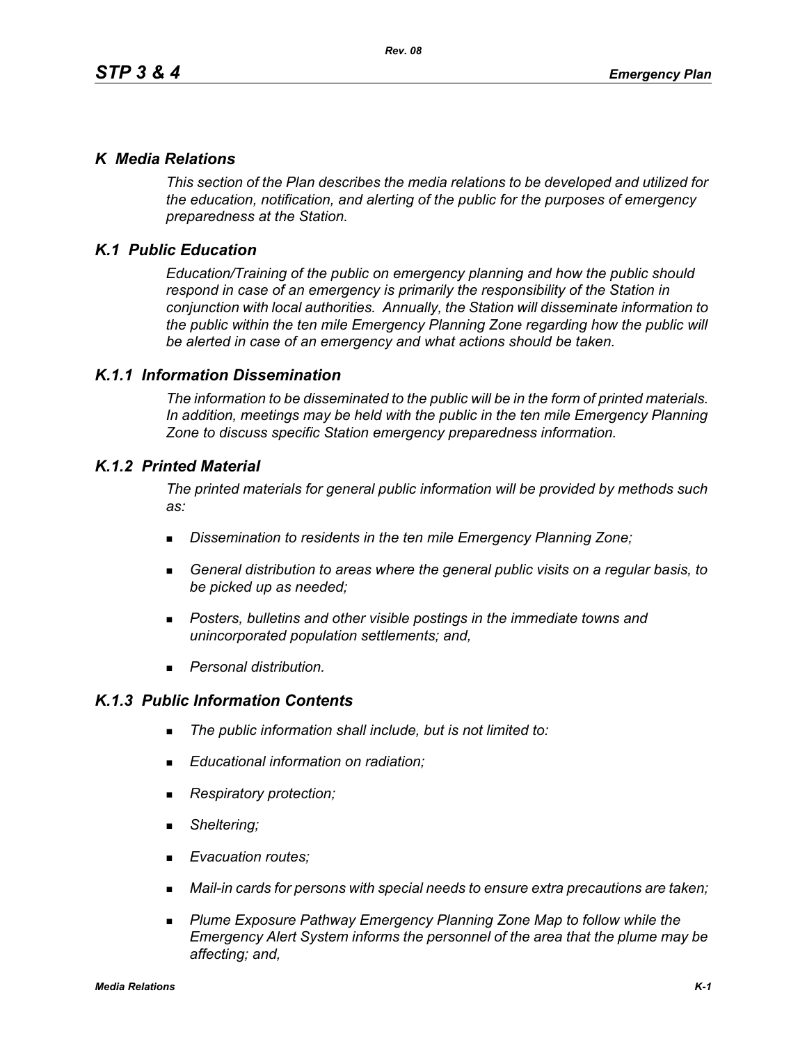## *K Media Relations*

*This section of the Plan describes the media relations to be developed and utilized for the education, notification, and alerting of the public for the purposes of emergency preparedness at the Station.*

## *K.1 Public Education*

*Education/Training of the public on emergency planning and how the public should respond in case of an emergency is primarily the responsibility of the Station in conjunction with local authorities. Annually, the Station will disseminate information to the public within the ten mile Emergency Planning Zone regarding how the public will be alerted in case of an emergency and what actions should be taken.*

### *K.1.1 Information Dissemination*

*The information to be disseminated to the public will be in the form of printed materials. In addition, meetings may be held with the public in the ten mile Emergency Planning Zone to discuss specific Station emergency preparedness information.*

### *K.1.2 Printed Material*

*The printed materials for general public information will be provided by methods such as:*

- *Dissemination to residents in the ten mile Emergency Planning Zone;*
- *General distribution to areas where the general public visits on a regular basis, to be picked up as needed;*
- *Posters, bulletins and other visible postings in the immediate towns and unincorporated population settlements; and,*
- *Personal distribution.*

### *K.1.3 Public Information Contents*

- *The public information shall include, but is not limited to:*
- *Educational information on radiation;*
- *Respiratory protection;*
- *Sheltering;*
- *Evacuation routes;*
- *Mail-in cards for persons with special needs to ensure extra precautions are taken;*
- *Plume Exposure Pathway Emergency Planning Zone Map to follow while the Emergency Alert System informs the personnel of the area that the plume may be affecting; and,*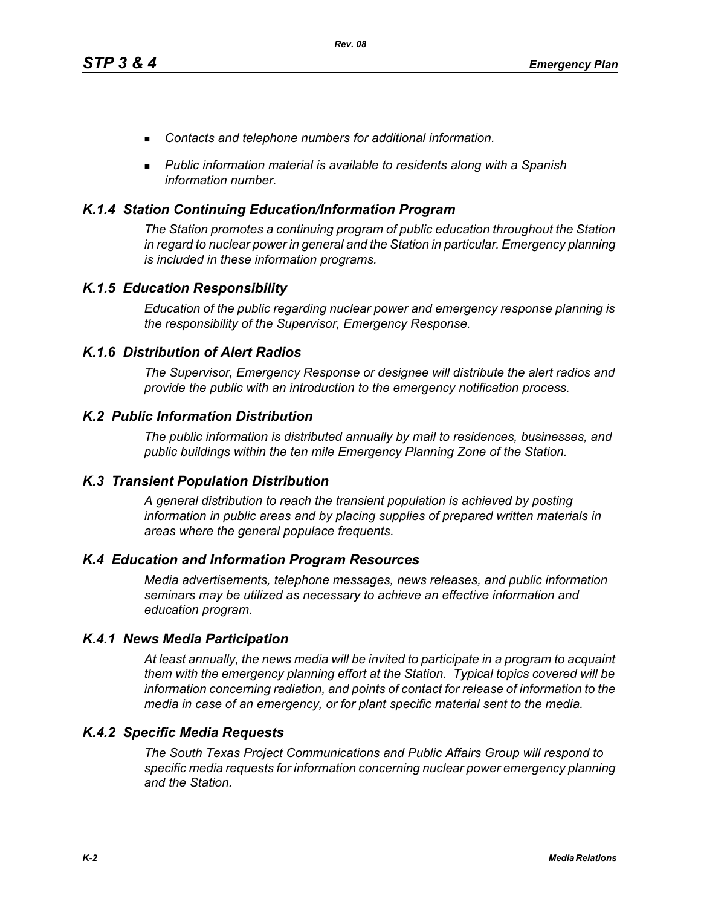- *Contacts and telephone numbers for additional information.*
- *Public information material is available to residents along with a Spanish information number.*

### *K.1.4 Station Continuing Education/Information Program*

*The Station promotes a continuing program of public education throughout the Station in regard to nuclear power in general and the Station in particular. Emergency planning is included in these information programs.*

### *K.1.5 Education Responsibility*

*Education of the public regarding nuclear power and emergency response planning is the responsibility of the Supervisor, Emergency Response.*

### *K.1.6 Distribution of Alert Radios*

*The Supervisor, Emergency Response or designee will distribute the alert radios and provide the public with an introduction to the emergency notification process.*

## *K.2 Public Information Distribution*

*The public information is distributed annually by mail to residences, businesses, and public buildings within the ten mile Emergency Planning Zone of the Station.*

## *K.3 Transient Population Distribution*

*A general distribution to reach the transient population is achieved by posting information in public areas and by placing supplies of prepared written materials in areas where the general populace frequents.*

## *K.4 Education and Information Program Resources*

*Media advertisements, telephone messages, news releases, and public information seminars may be utilized as necessary to achieve an effective information and education program.*

### *K.4.1 News Media Participation*

*At least annually, the news media will be invited to participate in a program to acquaint them with the emergency planning effort at the Station. Typical topics covered will be information concerning radiation, and points of contact for release of information to the media in case of an emergency, or for plant specific material sent to the media.*

### *K.4.2 Specific Media Requests*

*The South Texas Project Communications and Public Affairs Group will respond to specific media requests for information concerning nuclear power emergency planning and the Station.*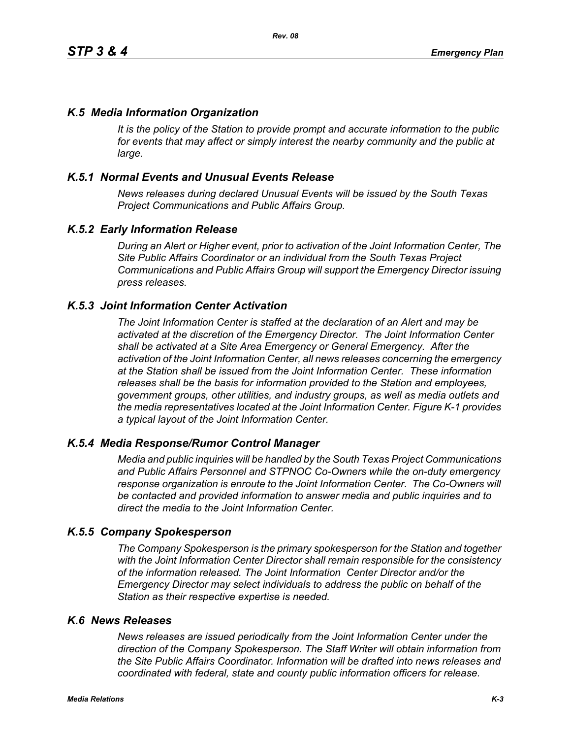## *K.5 Media Information Organization*

*It is the policy of the Station to provide prompt and accurate information to the public for events that may affect or simply interest the nearby community and the public at large.*

### *K.5.1 Normal Events and Unusual Events Release*

*News releases during declared Unusual Events will be issued by the South Texas Project Communications and Public Affairs Group.*

### *K.5.2 Early Information Release*

*During an Alert or Higher event, prior to activation of the Joint Information Center, The Site Public Affairs Coordinator or an individual from the South Texas Project Communications and Public Affairs Group will support the Emergency Director issuing press releases.*

### *K.5.3 Joint Information Center Activation*

*The Joint Information Center is staffed at the declaration of an Alert and may be activated at the discretion of the Emergency Director. The Joint Information Center shall be activated at a Site Area Emergency or General Emergency. After the activation of the Joint Information Center, all news releases concerning the emergency at the Station shall be issued from the Joint Information Center. These information releases shall be the basis for information provided to the Station and employees, government groups, other utilities, and industry groups, as well as media outlets and the media representatives located at the Joint Information Center. Figure K-1 provides a typical layout of the Joint Information Center.*

### *K.5.4 Media Response/Rumor Control Manager*

*Media and public inquiries will be handled by the South Texas Project Communications and Public Affairs Personnel and STPNOC Co-Owners while the on-duty emergency response organization is enroute to the Joint Information Center. The Co-Owners will be contacted and provided information to answer media and public inquiries and to direct the media to the Joint Information Center.*

### *K.5.5 Company Spokesperson*

*The Company Spokesperson is the primary spokesperson for the Station and together with the Joint Information Center Director shall remain responsible for the consistency of the information released. The Joint Information Center Director and/or the Emergency Director may select individuals to address the public on behalf of the Station as their respective expertise is needed.*

## *K.6 News Releases*

*News releases are issued periodically from the Joint Information Center under the direction of the Company Spokesperson. The Staff Writer will obtain information from the Site Public Affairs Coordinator. Information will be drafted into news releases and coordinated with federal, state and county public information officers for release.*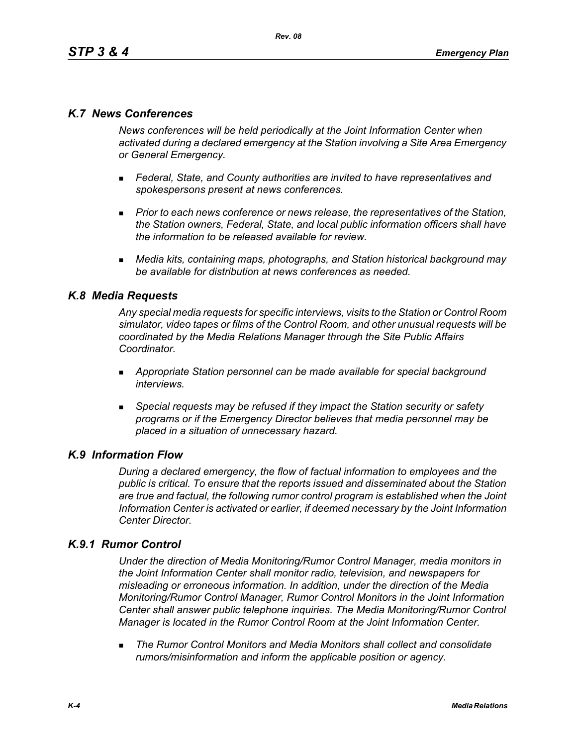## *K.7 News Conferences*

*News conferences will be held periodically at the Joint Information Center when activated during a declared emergency at the Station involving a Site Area Emergency or General Emergency.*

- *Federal, State, and County authorities are invited to have representatives and spokespersons present at news conferences.*
- *Prior to each news conference or news release, the representatives of the Station, the Station owners, Federal, State, and local public information officers shall have the information to be released available for review.*
- *Media kits, containing maps, photographs, and Station historical background may be available for distribution at news conferences as needed.*

## *K.8 Media Requests*

*Any special media requests for specific interviews, visits to the Station or Control Room simulator, video tapes or films of the Control Room, and other unusual requests will be coordinated by the Media Relations Manager through the Site Public Affairs Coordinator.*

- *Appropriate Station personnel can be made available for special background interviews.*
- *Special requests may be refused if they impact the Station security or safety programs or if the Emergency Director believes that media personnel may be placed in a situation of unnecessary hazard.*

## *K.9 Information Flow*

*During a declared emergency, the flow of factual information to employees and the public is critical. To ensure that the reports issued and disseminated about the Station are true and factual, the following rumor control program is established when the Joint Information Center is activated or earlier, if deemed necessary by the Joint Information Center Director.*

### *K.9.1 Rumor Control*

*Under the direction of Media Monitoring/Rumor Control Manager, media monitors in the Joint Information Center shall monitor radio, television, and newspapers for misleading or erroneous information. In addition, under the direction of the Media Monitoring/Rumor Control Manager, Rumor Control Monitors in the Joint Information Center shall answer public telephone inquiries. The Media Monitoring/Rumor Control Manager is located in the Rumor Control Room at the Joint Information Center.*

- *The Rumor Control Monitors and Media Monitors shall collect and consolidate rumors/misinformation and inform the applicable position or agency.*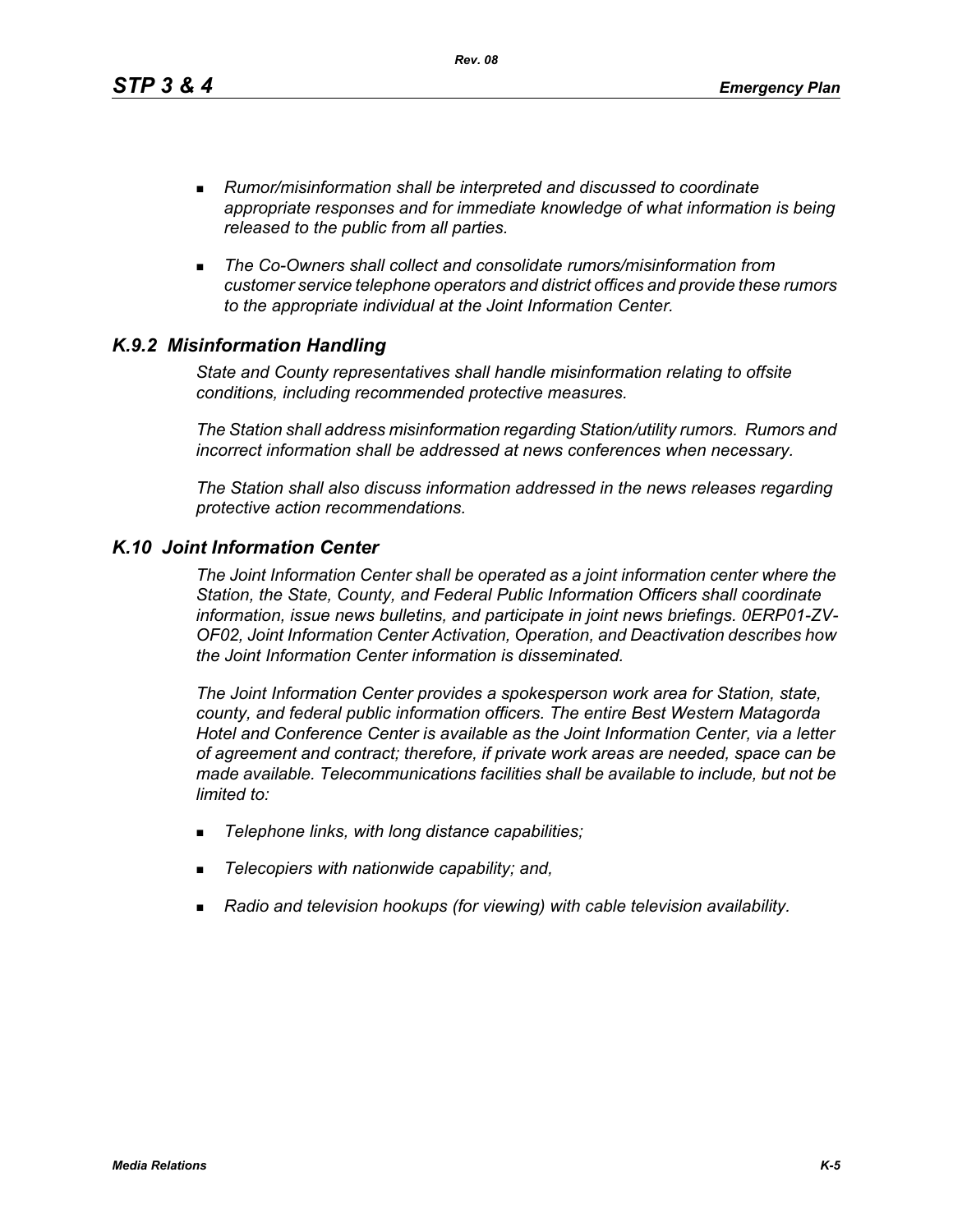- *Rumor/misinformation shall be interpreted and discussed to coordinate appropriate responses and for immediate knowledge of what information is being released to the public from all parties.*

- *The Co-Owners shall collect and consolidate rumors/misinformation from customer service telephone operators and district offices and provide these rumors to the appropriate individual at the Joint Information Center.*

### *K.9.2 Misinformation Handling*

*State and County representatives shall handle misinformation relating to offsite conditions, including recommended protective measures.*

*The Station shall address misinformation regarding Station/utility rumors. Rumors and incorrect information shall be addressed at news conferences when necessary.*

*The Station shall also discuss information addressed in the news releases regarding protective action recommendations.*

## *K.10 Joint Information Center*

*The Joint Information Center shall be operated as a joint information center where the Station, the State, County, and Federal Public Information Officers shall coordinate information, issue news bulletins, and participate in joint news briefings. 0ERP01-ZV-OF02, Joint Information Center Activation, Operation, and Deactivation describes how the Joint Information Center information is disseminated.*

*The Joint Information Center provides a spokesperson work area for Station, state, county, and federal public information officers. The entire Best Western Matagorda Hotel and Conference Center is available as the Joint Information Center, via a letter of agreement and contract; therefore, if private work areas are needed, space can be made available. Telecommunications facilities shall be available to include, but not be limited to:*

- *Telephone links, with long distance capabilities;*

- *Telecopiers with nationwide capability; and,*

- *Radio and television hookups (for viewing) with cable television availability.*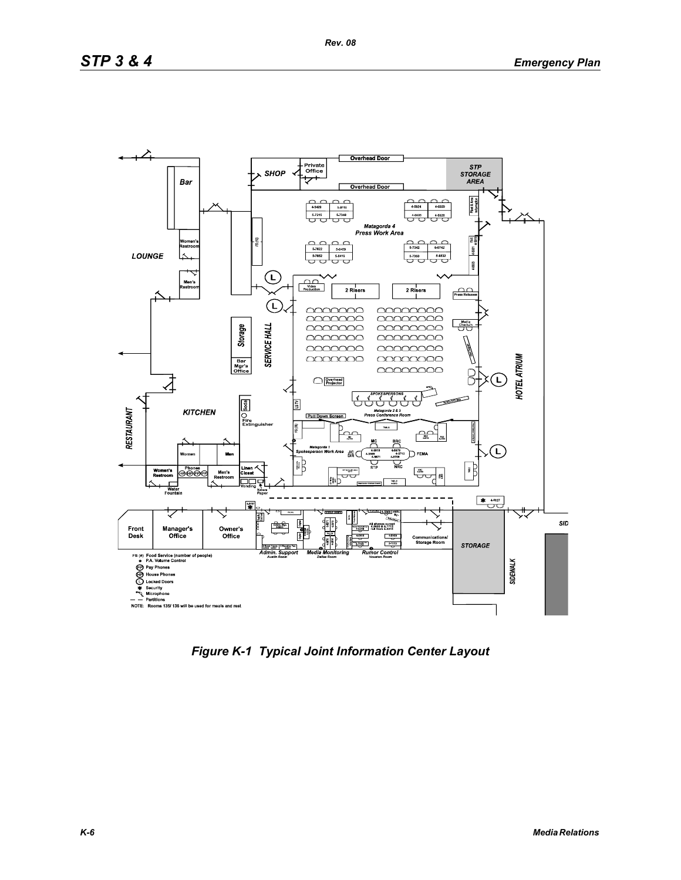SHOP

Private Office

Overhead Door

Overhead Door

STP STORAGE AREA

Bar

LOUNGE

Women's Restroom

Men's Restroom

Matagorda 4 Press Work Area

Video Production

2 Risers

2 Risers

Press Releases

Media Check-In

Storage

Bar Mgr's Office

SERVICE HALL

HOTEL ATRIUM

Overhead Projector

SPOKESPERSONS

KITCHEN

Soda

Fire Extinguisher

Pull Down Screen

Matagorda 2 & 3 Press Conference Room

RESTAURANT

Matagorda 1 Spokesperson Work Area

JIC DIR

MC

BRC

FEMA

STP

NRC

Women

Men

Women's Restroom

Phones

Men's Restroom

Linen Closet

Vending

News Paper

Water Fountain

Front Desk

Manager's Office

Owner's Office

Admin. Support
Austin Room

Media Monitoring
Dallas Room

Rumor Control
Houston Room

All phones except 4-5600 & 5-7712 roll from 4-5518

Communications/ Storage Room

STORAGE

SIDEWALK

FS (#) Food Service (number of people)
P.A. Volume Control
PP Pay Phones
HP House Phones
L Locked Doors
* Security
Microphone
Partitions
NOTE: Rooms 135/ 136 will be used for meals and rest

*Figure K-1 Typical Joint Information Center Layout*